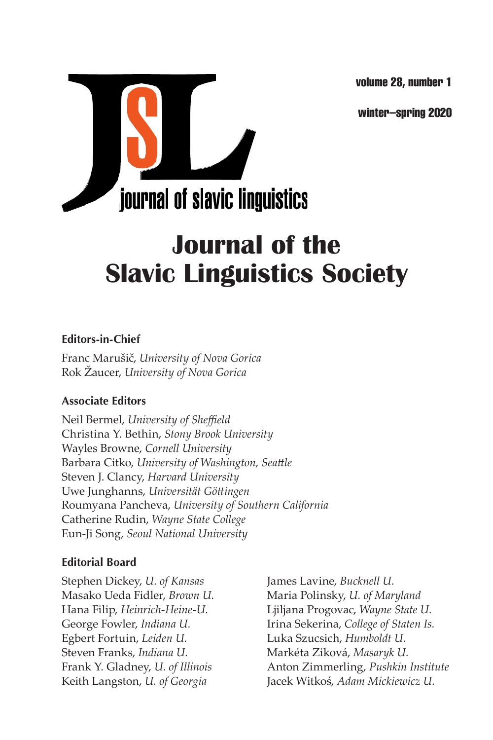volume 28, number 1

winter–spring 2020

journal of slavic linguistics

# Journal of the Slavic Linguistics Society

**Editors-in-Chief**

Franc Marušič, *University of Nova Gorica*
Rok Žaucer, *University of Nova Gorica*

**Associate Editors**

Neil Bermel, *University of Sheffield*
Christina Y. Bethin, *Stony Brook University*
Wayles Browne, *Cornell University*
Barbara Citko, *University of Washington, Seattle*
Steven J. Clancy, *Harvard University*
Uwe Junghanns, *Universität Göttingen*
Roumyana Pancheva, *University of Southern California*
Catherine Rudin, *Wayne State College*
Eun-Ji Song, *Seoul National University*

**Editorial Board**

Stephen Dickey, *U. of Kansas*
Masako Ueda Fidler, *Brown U.*
Hana Filip, *Heinrich-Heine-U.*
George Fowler, *Indiana U.*
Egbert Fortuin, *Leiden U.*
Steven Franks, *Indiana U.*
Frank Y. Gladney, *U. of Illinois*
Keith Langston, *U. of Georgia*
James Lavine, *Bucknell U.*
Maria Polinsky, *U. of Maryland*
Ljiljana Progovac, *Wayne State U.*
Irina Sekerina, *College of Staten Is.*
Luka Szucsich, *Humboldt U.*
Markéta Ziková, *Masaryk U.*
Anton Zimmerling, *Pushkin Institute*
Jacek Witkoś, *Adam Mickiewicz U.*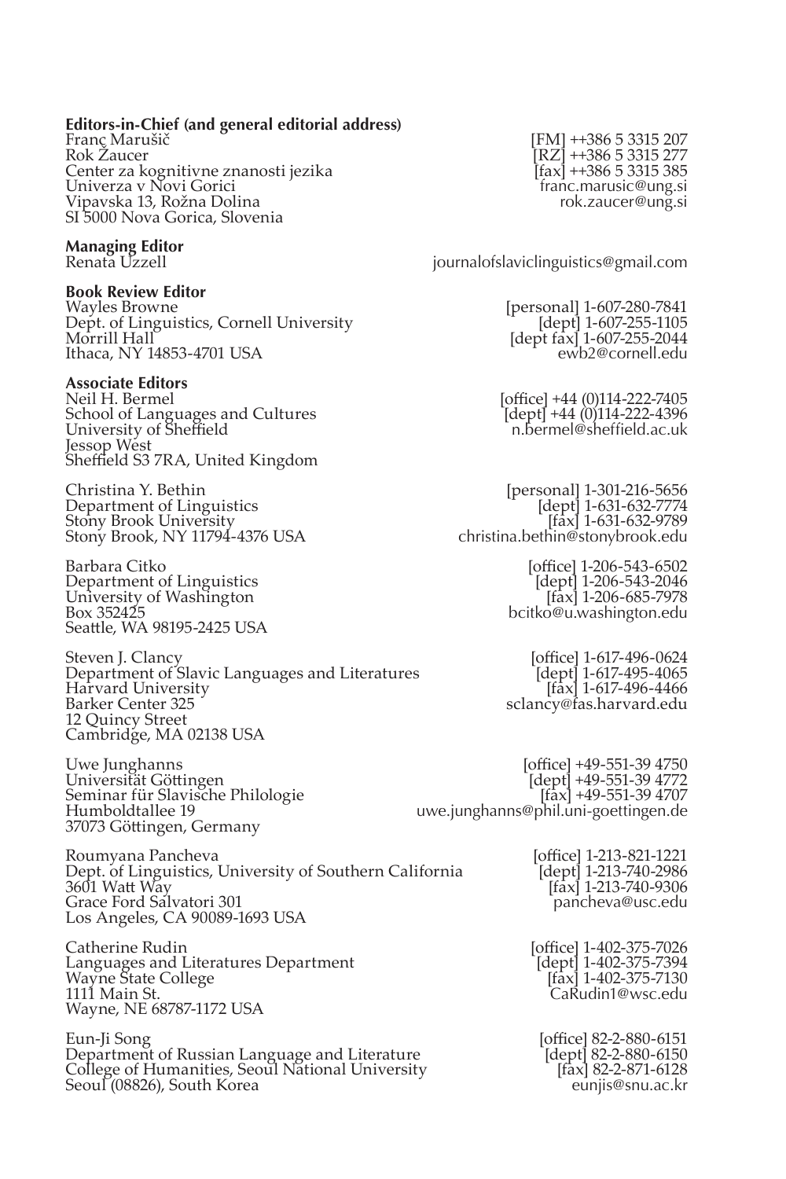**Editors-in-Chief (and general editorial address)**

Franc Marušič — [FM] ++386 5 3315 207
Rok Žaucer — [RZ] ++386 5 3315 277
Center za kognitivne znanosti jezika — [fax] ++386 5 3315 385
Univerza v Novi Gorici — franc.marusic@ung.si
Vipavska 13, Rožna Dolina — rok.zaucer@ung.si
SI 5000 Nova Gorica, Slovenia

**Managing Editor**

Renata Uzzell — journalofslaviclinguistics@gmail.com

**Book Review Editor**

Wayles Browne — [personal] 1-607-280-7841
Dept. of Linguistics, Cornell University — [dept] 1-607-255-1105
Morrill Hall — [dept fax] 1-607-255-2044
Ithaca, NY 14853-4701 USA — ewb2@cornell.edu

**Associate Editors**

Neil H. Bermel — [office] +44 (0)114-222-7405
School of Languages and Cultures — [dept] +44 (0)114-222-4396
University of Sheffield — n.bermel@sheffield.ac.uk
Jessop West
Sheffield S3 7RA, United Kingdom

Christina Y. Bethin — [personal] 1-301-216-5656
Department of Linguistics — [dept] 1-631-632-7774
Stony Brook University — [fax] 1-631-632-9789
Stony Brook, NY 11794-4376 USA — christina.bethin@stonybrook.edu

Barbara Citko — [office] 1-206-543-6502
Department of Linguistics — [dept] 1-206-543-2046
University of Washington — [fax] 1-206-685-7978
Box 352425 — bcitko@u.washington.edu
Seattle, WA 98195-2425 USA

Steven J. Clancy — [office] 1-617-496-0624
Department of Slavic Languages and Literatures — [dept] 1-617-495-4065
Harvard University — [fax] 1-617-496-4466
Barker Center 325 — sclancy@fas.harvard.edu
12 Quincy Street
Cambridge, MA 02138 USA

Uwe Junghanns — [office] +49-551-39 4750
Universität Göttingen — [dept] +49-551-39 4772
Seminar für Slavische Philologie — [fax] +49-551-39 4707
Humboldtallee 19 — uwe.junghanns@phil.uni-goettingen.de
37073 Göttingen, Germany

Roumyana Pancheva — [office] 1-213-821-1221
Dept. of Linguistics, University of Southern California — [dept] 1-213-740-2986
3601 Watt Way — [fax] 1-213-740-9306
Grace Ford Salvatori 301 — pancheva@usc.edu
Los Angeles, CA 90089-1693 USA

Catherine Rudin — [office] 1-402-375-7026
Languages and Literatures Department — [dept] 1-402-375-7394
Wayne State College — [fax] 1-402-375-7130
1111 Main St. — CaRudin1@wsc.edu
Wayne, NE 68787-1172 USA

Eun-Ji Song — [office] 82-2-880-6151
Department of Russian Language and Literature — [dept] 82-2-880-6150
College of Humanities, Seoul National University — [fax] 82-2-871-6128
Seoul (08826), South Korea — eunjis@snu.ac.kr